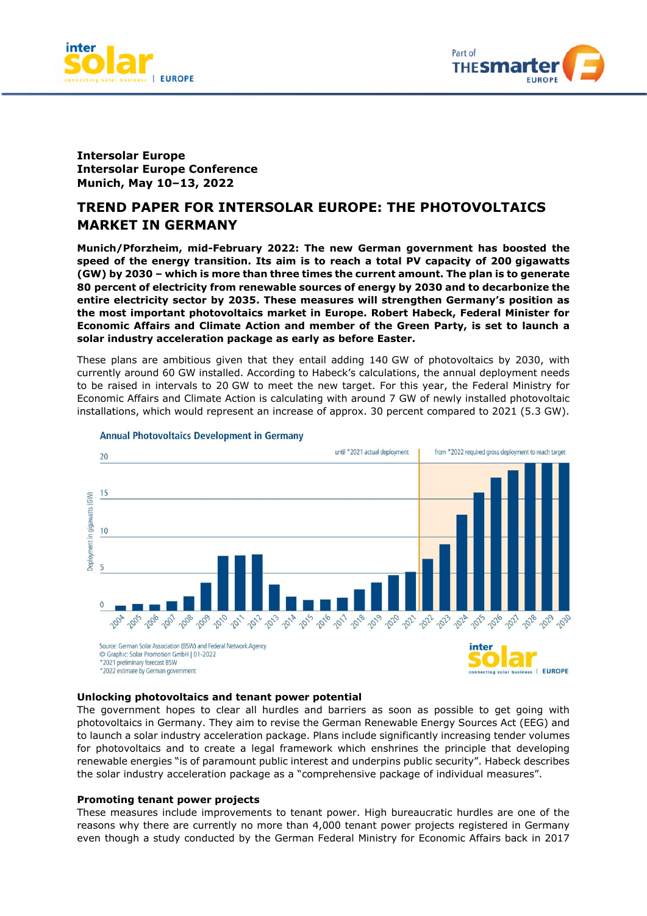**Intersolar Europe**
**Intersolar Europe Conference**
**Munich, May 10–13, 2022**

# TREND PAPER FOR INTERSOLAR EUROPE: THE PHOTOVOLTAICS MARKET IN GERMANY

**Munich/Pforzheim, mid-February 2022: The new German government has boosted the speed of the energy transition. Its aim is to reach a total PV capacity of 200 gigawatts (GW) by 2030 – which is more than three times the current amount. The plan is to generate 80 percent of electricity from renewable sources of energy by 2030 and to decarbonize the entire electricity sector by 2035. These measures will strengthen Germany's position as the most important photovoltaics market in Europe. Robert Habeck, Federal Minister for Economic Affairs and Climate Action and member of the Green Party, is set to launch a solar industry acceleration package as early as before Easter.**

These plans are ambitious given that they entail adding 140 GW of photovoltaics by 2030, with currently around 60 GW installed. According to Habeck's calculations, the annual deployment needs to be raised in intervals to 20 GW to meet the new target. For this year, the Federal Ministry for Economic Affairs and Climate Action is calculating with around 7 GW of newly installed photovoltaic installations, which would represent an increase of approx. 30 percent compared to 2021 (5.3 GW).

**Annual Photovoltaics Development in Germany**

Source: German Solar Association (BSW) and Federal Network Agency
© Graphic: Solar Promotion GmbH | 01-2022
*2021 preliminary forecast BSW
*2022 estimate by German government

## Unlocking photovoltaics and tenant power potential

The government hopes to clear all hurdles and barriers as soon as possible to get going with photovoltaics in Germany. They aim to revise the German Renewable Energy Sources Act (EEG) and to launch a solar industry acceleration package. Plans include significantly increasing tender volumes for photovoltaics and to create a legal framework which enshrines the principle that developing renewable energies "is of paramount public interest and underpins public security". Habeck describes the solar industry acceleration package as a "comprehensive package of individual measures".

## Promoting tenant power projects

These measures include improvements to tenant power. High bureaucratic hurdles are one of the reasons why there are currently no more than 4,000 tenant power projects registered in Germany even though a study conducted by the German Federal Ministry for Economic Affairs back in 2017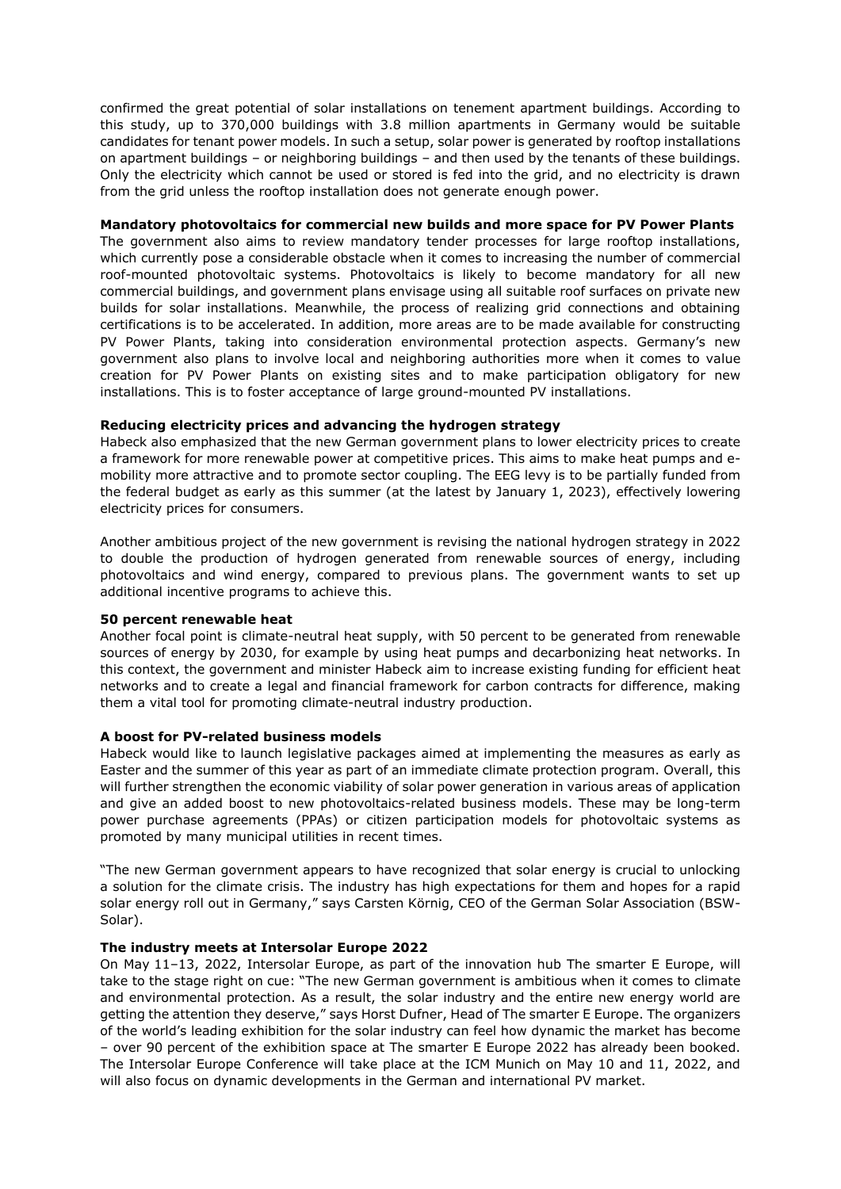confirmed the great potential of solar installations on tenement apartment buildings. According to this study, up to 370,000 buildings with 3.8 million apartments in Germany would be suitable candidates for tenant power models. In such a setup, solar power is generated by rooftop installations on apartment buildings – or neighboring buildings – and then used by the tenants of these buildings. Only the electricity which cannot be used or stored is fed into the grid, and no electricity is drawn from the grid unless the rooftop installation does not generate enough power.

**Mandatory photovoltaics for commercial new builds and more space for PV Power Plants**

The government also aims to review mandatory tender processes for large rooftop installations, which currently pose a considerable obstacle when it comes to increasing the number of commercial roof-mounted photovoltaic systems. Photovoltaics is likely to become mandatory for all new commercial buildings, and government plans envisage using all suitable roof surfaces on private new builds for solar installations. Meanwhile, the process of realizing grid connections and obtaining certifications is to be accelerated. In addition, more areas are to be made available for constructing PV Power Plants, taking into consideration environmental protection aspects. Germany's new government also plans to involve local and neighboring authorities more when it comes to value creation for PV Power Plants on existing sites and to make participation obligatory for new installations. This is to foster acceptance of large ground-mounted PV installations.

**Reducing electricity prices and advancing the hydrogen strategy**

Habeck also emphasized that the new German government plans to lower electricity prices to create a framework for more renewable power at competitive prices. This aims to make heat pumps and e-mobility more attractive and to promote sector coupling. The EEG levy is to be partially funded from the federal budget as early as this summer (at the latest by January 1, 2023), effectively lowering electricity prices for consumers.

Another ambitious project of the new government is revising the national hydrogen strategy in 2022 to double the production of hydrogen generated from renewable sources of energy, including photovoltaics and wind energy, compared to previous plans. The government wants to set up additional incentive programs to achieve this.

**50 percent renewable heat**

Another focal point is climate-neutral heat supply, with 50 percent to be generated from renewable sources of energy by 2030, for example by using heat pumps and decarbonizing heat networks. In this context, the government and minister Habeck aim to increase existing funding for efficient heat networks and to create a legal and financial framework for carbon contracts for difference, making them a vital tool for promoting climate-neutral industry production.

**A boost for PV-related business models**

Habeck would like to launch legislative packages aimed at implementing the measures as early as Easter and the summer of this year as part of an immediate climate protection program. Overall, this will further strengthen the economic viability of solar power generation in various areas of application and give an added boost to new photovoltaics-related business models. These may be long-term power purchase agreements (PPAs) or citizen participation models for photovoltaic systems as promoted by many municipal utilities in recent times.

"The new German government appears to have recognized that solar energy is crucial to unlocking a solution for the climate crisis. The industry has high expectations for them and hopes for a rapid solar energy roll out in Germany," says Carsten Körnig, CEO of the German Solar Association (BSW-Solar).

**The industry meets at Intersolar Europe 2022**

On May 11–13, 2022, Intersolar Europe, as part of the innovation hub The smarter E Europe, will take to the stage right on cue: "The new German government is ambitious when it comes to climate and environmental protection. As a result, the solar industry and the entire new energy world are getting the attention they deserve," says Horst Dufner, Head of The smarter E Europe. The organizers of the world's leading exhibition for the solar industry can feel how dynamic the market has become – over 90 percent of the exhibition space at The smarter E Europe 2022 has already been booked. The Intersolar Europe Conference will take place at the ICM Munich on May 10 and 11, 2022, and will also focus on dynamic developments in the German and international PV market.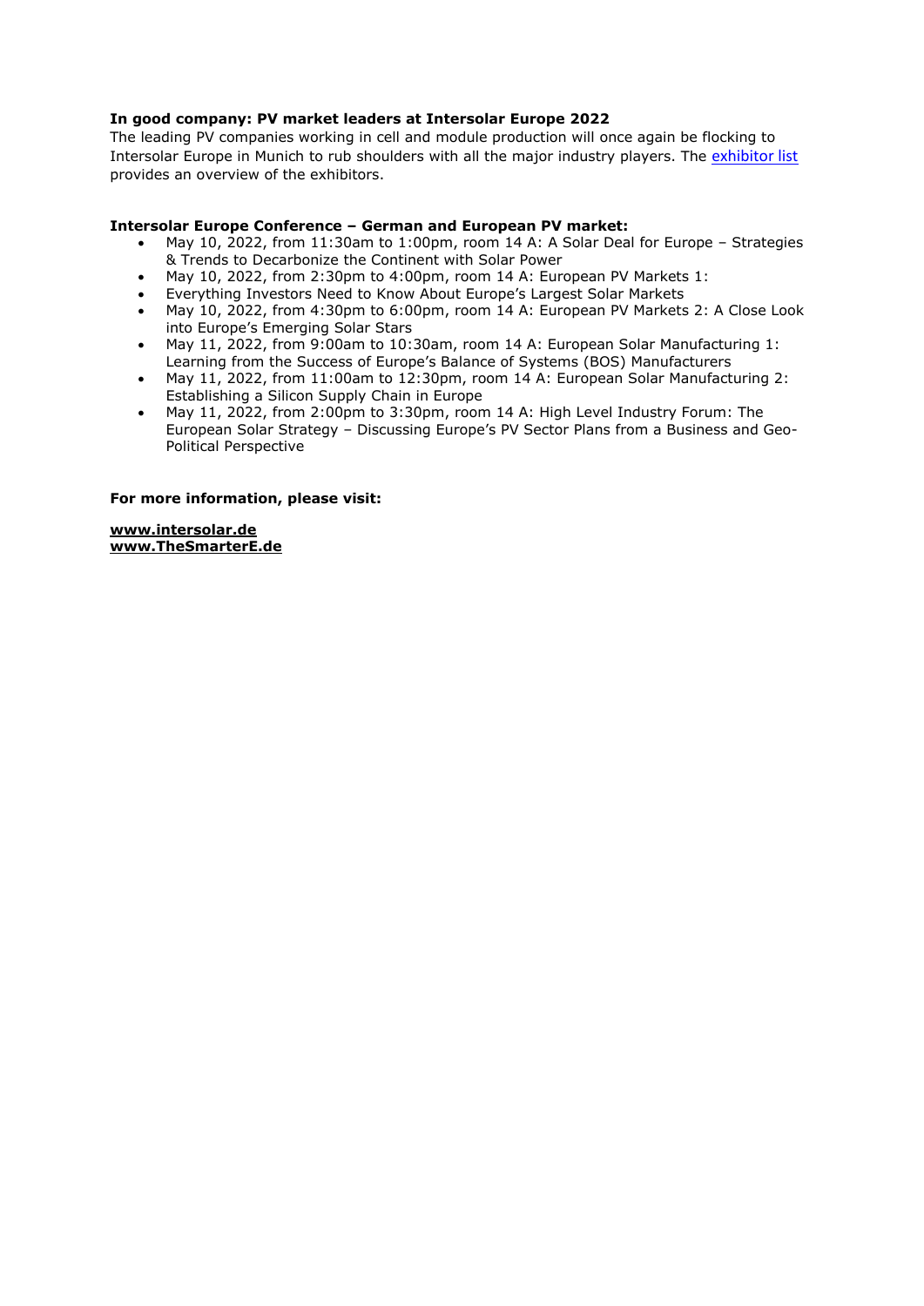**In good company: PV market leaders at Intersolar Europe 2022**

The leading PV companies working in cell and module production will once again be flocking to Intersolar Europe in Munich to rub shoulders with all the major industry players. The exhibitor list provides an overview of the exhibitors.

**Intersolar Europe Conference – German and European PV market:**

- May 10, 2022, from 11:30am to 1:00pm, room 14 A: A Solar Deal for Europe – Strategies & Trends to Decarbonize the Continent with Solar Power
- May 10, 2022, from 2:30pm to 4:00pm, room 14 A: European PV Markets 1:
- Everything Investors Need to Know About Europe's Largest Solar Markets
- May 10, 2022, from 4:30pm to 6:00pm, room 14 A: European PV Markets 2: A Close Look into Europe's Emerging Solar Stars
- May 11, 2022, from 9:00am to 10:30am, room 14 A: European Solar Manufacturing 1: Learning from the Success of Europe's Balance of Systems (BOS) Manufacturers
- May 11, 2022, from 11:00am to 12:30pm, room 14 A: European Solar Manufacturing 2: Establishing a Silicon Supply Chain in Europe
- May 11, 2022, from 2:00pm to 3:30pm, room 14 A: High Level Industry Forum: The European Solar Strategy – Discussing Europe's PV Sector Plans from a Business and Geo-Political Perspective

**For more information, please visit:**

**www.intersolar.de**
**www.TheSmarterE.de**